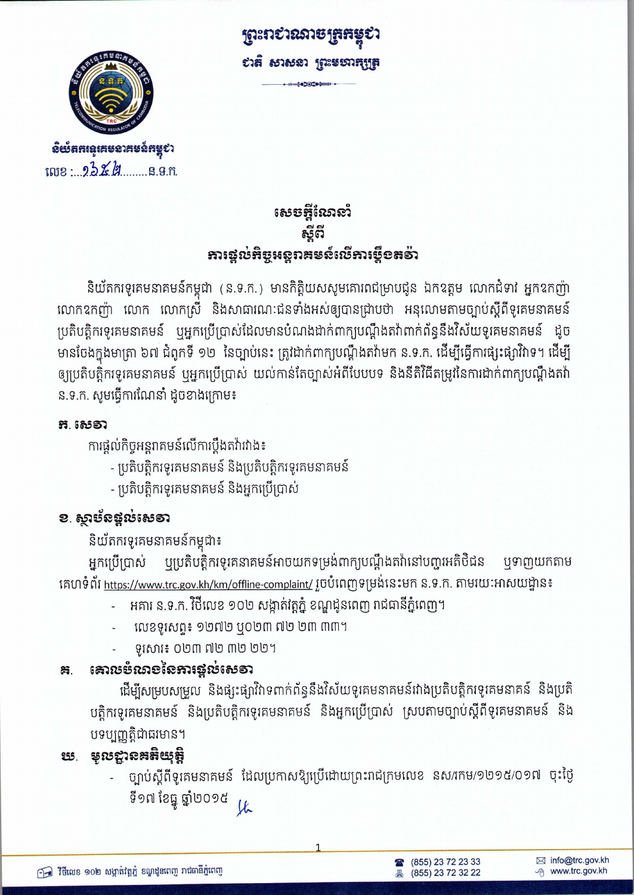ព្រះរាជាណាចក្រកម្ពុជា

ជាតិ សាសនា ព្រះមហាក្សត្រ

និយ័តករទូរគមនាគមន៍កម្ពុជា

លេខ :...១៦៤២.........ន.ទ.ក.

# សេចក្តីណែនាំ

## ស្តីពី

## ការផ្តល់កិច្ចអន្តរាគមន៍លើការប្តឹងតវ៉ា

និយ័តករទូរគមនាគមន៍កម្ពុជា (ន.ទ.ក.) មានកិត្តិយសសូមគោរពជម្រាបជូន ឯកឧត្តម លោកជំទាវ អ្នកឧកញ៉ា លោកឧកញ៉ា លោក លោកស្រី និងសាធារណៈជនទាំងអស់ឲ្យបានជ្រាបថា អនុលោមតាមច្បាប់ស្តីពីទូរគមនាគមន៍ ប្រតិបត្តិករទូរគមនាគមន៍ ឬអ្នកប្រើប្រាស់ដែលមានបំណងដាក់ពាក្យបណ្តឹងតវ៉ាពាក់ព័ន្ធនឹងវិស័យទូរគមនាគមន៍ ដូចមានចែងក្នុងមាត្រា ៦៧ ជំពូកទី ១២ នៃច្បាប់នេះ ត្រូវដាក់ពាក្យបណ្តឹងតវ៉ាមក ន.ទ.ក. ដើម្បីធ្វើការផ្សះផ្សាវិវាទ។ ដើម្បីឲ្យប្រតិបត្តិករទូរគមនាគមន៍ ឬអ្នកប្រើប្រាស់ យល់កាន់តែច្បាស់អំពីបែបបទ និងនីតិវិធីតម្រូវនៃការដាក់ពាក្យបណ្តឹងតវ៉ា ន.ទ.ក. សូមធ្វើការណែនាំ ដូចខាងក្រោម៖

### ក. សេវា

ការផ្តល់កិច្ចអន្តរាគមន៍លើការប្តឹងតវ៉ារវាង៖

- ប្រតិបត្តិករទូរគមនាគមន៍ និងប្រតិបត្តិករទូរគមនាគមន៍
- ប្រតិបត្តិករទូរគមនាគមន៍ និងអ្នកប្រើប្រាស់

### ខ. ស្ថាប័នផ្តល់សេវា

និយ័តករទូរគមនាគមន៍កម្ពុជា៖

អ្នកប្រើប្រាស់ ឬប្រតិបត្តិករទូរគនាគមន៍អាចយកទម្រង់ពាក្យបណ្តឹងតវ៉ានៅបញ្ជរអតិថិជន ឬទាញយកតាមគេហទំព័រ https://www.trc.gov.kh/km/offline-complaint/ រួចបំពេញទម្រង់នេះមក ន.ទ.ក. តាមរយៈអាសយដ្ឋាន៖

- អគារ ន.ទ.ក. វិថីលេខ ១០២ សង្កាត់វត្តភ្នំ ខណ្ឌដូនពេញ រាជធានីភ្នំពេញ។
- លេខទូរសព្ទ៖ ១២៧២ ឬ០២៣ ៧២ ២៣ ៣៣។
- ទូរសារ៖ ០២៣ ៧២ ៣២ ២២។

### គ. គោលបំណងនៃការផ្តល់សេវា

ដើម្បីសម្របសម្រួល និងផ្សះផ្សាវិវាទពាក់ព័ន្ធនឹងវិស័យទូរគមនាគមន៍រវាងប្រតិបត្តិករទូរគមនាគន៍ និងប្រតិបត្តិករទូរគមនាគមន៍ និងប្រតិបត្តិករទូរគមនាគមន៍ និងអ្នកប្រើប្រាស់ ស្របតាមច្បាប់ស្តីពីទូរគមនាគមន៍ និងបទប្បញ្ញត្តិជាធរមាន។

### ឃ. មូលដ្ឋានគតិយុត្តិ

- ច្បាប់ស្តីពីទូរគមនាគមន៍ ដែលប្រកាសឱ្យប្រើដោយព្រះរាជក្រមលេខ នស/រកម/១២១៥/០១៧ ចុះថ្ងៃទី១៧ ខែធ្នូ ឆ្នាំ២០១៥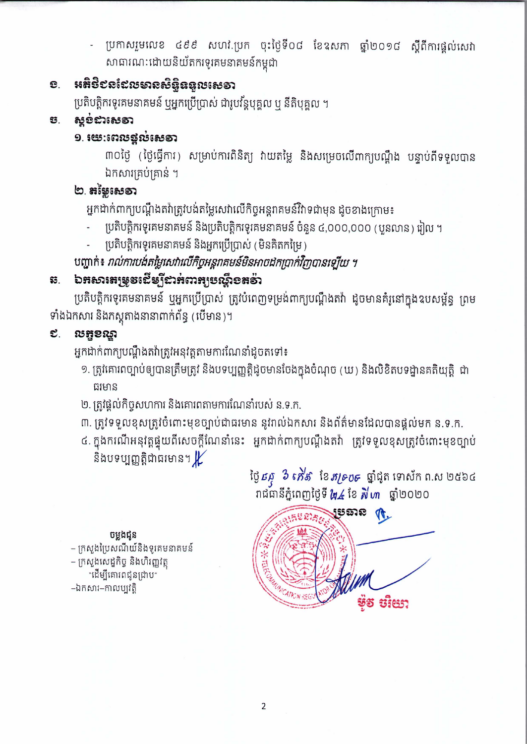- ប្រកាសរួមលេខ ៤៩៩ សហវ.ប្រក ចុះថ្ងៃទី០៨ ខែឧសភា ឆ្នាំ២០១៨ ស្ដីពីការផ្ដល់សេវាសាធារណៈដោយនិយ័តករទូរគមនាគមន៍កម្ពុជា

**ខ. អតិថិជនដែលមានសិទ្ធិទទួលសេវា**

ប្រតិបត្តិករទូរគមនាគមន៍ ឬអ្នកប្រើប្រាស់ ជារូបវន្តបុគ្គល ឬ នីតិបុគ្គល ។

**គ. ស្តង់ដាសេវា**

**១. រយៈពេលផ្ដល់សេវា**

៣០ថ្ងៃ (ថ្ងៃធ្វើការ) សម្រាប់ការពិនិត្យ វាយតម្លៃ និងសម្រេចលើពាក្យបណ្ដឹង បន្ទាប់ពីទទួលបានឯកសារគ្រប់គ្រាន់ ។

**២. តម្លៃសេវា**

អ្នកដាក់ពាក្យបណ្ដឹងតវ៉ាត្រូវបង់តម្លៃសេវាលើកិច្ចអន្តរាគមន៍វិវាទជាមុន ដូចខាងក្រោម៖

- ប្រតិបត្តិករទូរគមនាគមន៍ និងប្រតិបត្តិករទូរគមនាគមន៍ ចំនួន ៤,០០០,០០០ (បួនលាន) រៀល ។
- ប្រតិបត្តិករទូរគមនាគមន៍ និងអ្នកប្រើប្រាស់ (មិនគិតកម្រៃ)

**បញ្ជាក់៖** *រាល់ការបង់តម្លៃសេវាលើកិច្ចអន្តរាគមន៍មិនអាចដកប្រាក់វិញបានឡើយ ។*

**ឃ. ឯកសារតម្រូវដើម្បីដាក់ពាក្យបណ្ដឹងតវ៉ា**

ប្រតិបត្តិករទូរគមនាគមន៍ ឬអ្នកប្រើប្រាស់ ត្រូវបំពេញទម្រង់ពាក្យបណ្ដឹងតវ៉ា ដូចមានគំរូនៅក្នុងឧបសម្ព័ន្ធ ព្រមទាំងឯកសារ និងភស្តុតាងនានាពាក់ព័ន្ធ (បើមាន)។

**ង. លក្ខខណ្ឌ**

អ្នកដាក់ពាក្យបណ្ដឹងតវ៉ាត្រូវអនុវត្តតាមការណែនាំដូចតទៅ៖

១. ត្រូវគោរពច្បាប់ឲ្យបានត្រឹមត្រូវ និងបទប្បញ្ញត្តិដូចមានចែងក្នុងចំណុច (ឃ) និងលិខិតបទដ្ឋានគតិយុត្តិ ជាធរមាន

២. ត្រូវផ្ដល់កិច្ចសហការ និងគោរពតាមការណែនាំរបស់ ន.ទ.ក.

៣. ត្រូវទទួលខុសត្រូវចំពោះមុខច្បាប់ជាធរមាន នូវរាល់ឯកសារ និងព័ត៌មានដែលបានផ្ដល់មក ន.ទ.ក.

៤. ក្នុងករណីអនុវត្តផ្ទុយពីសេចក្ដីណែនាំនេះ អ្នកដាក់ពាក្យបណ្ដឹងតវ៉ា ត្រូវទទួលខុសត្រូវចំពោះមុខច្បាប់ និងបទប្បញ្ញត្តិជាធរមាន។

ថ្ងៃ ច័ន្ទ ៣ កើត ខែ ភទ្របទ ឆ្នាំជូត ទោស័ក ព.ស ២៥៦៤

រាជធានីភ្នំពេញថ្ងៃទី ២៤ ខែ សីហា ឆ្នាំ២០២០

**ប្រធាន**

**ម៉ុង ចរិយា**

**ចម្លងជូន**

- ក្រសួងប្រៃសណីយ៍និងទូរគមនាគមន៍
- ក្រសួងសេដ្ឋកិច្ច និងហិរញ្ញវត្ថុ "ដើម្បីគោរពជូនជ្រាប"
- ឯកសារ–កាលប្បវត្តិ